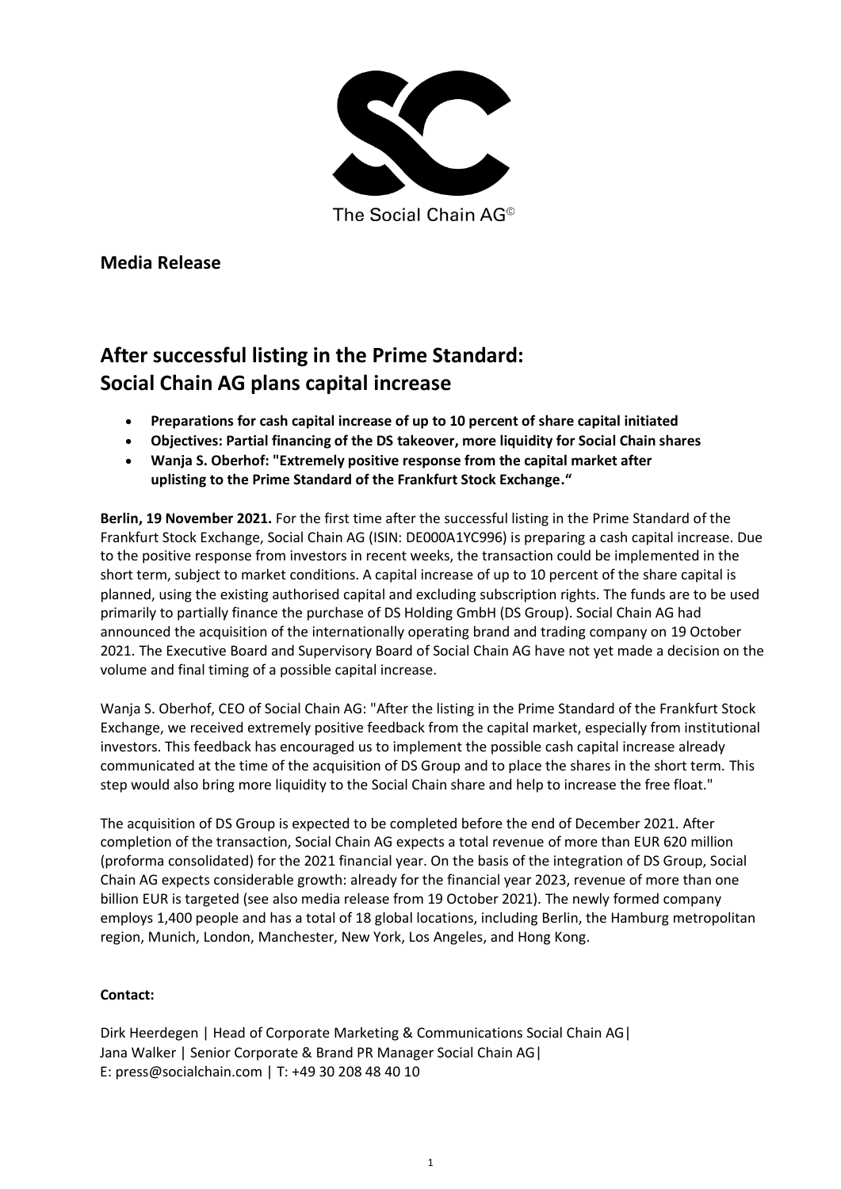The Social Chain AG©

**Media Release**

# After successful listing in the Prime Standard: Social Chain AG plans capital increase

- **Preparations for cash capital increase of up to 10 percent of share capital initiated**
- **Objectives: Partial financing of the DS takeover, more liquidity for Social Chain shares**
- **Wanja S. Oberhof: "Extremely positive response from the capital market after uplisting to the Prime Standard of the Frankfurt Stock Exchange."**

**Berlin, 19 November 2021.** For the first time after the successful listing in the Prime Standard of the Frankfurt Stock Exchange, Social Chain AG (ISIN: DE000A1YC996) is preparing a cash capital increase. Due to the positive response from investors in recent weeks, the transaction could be implemented in the short term, subject to market conditions. A capital increase of up to 10 percent of the share capital is planned, using the existing authorised capital and excluding subscription rights. The funds are to be used primarily to partially finance the purchase of DS Holding GmbH (DS Group). Social Chain AG had announced the acquisition of the internationally operating brand and trading company on 19 October 2021. The Executive Board and Supervisory Board of Social Chain AG have not yet made a decision on the volume and final timing of a possible capital increase.

Wanja S. Oberhof, CEO of Social Chain AG: "After the listing in the Prime Standard of the Frankfurt Stock Exchange, we received extremely positive feedback from the capital market, especially from institutional investors. This feedback has encouraged us to implement the possible cash capital increase already communicated at the time of the acquisition of DS Group and to place the shares in the short term. This step would also bring more liquidity to the Social Chain share and help to increase the free float."

The acquisition of DS Group is expected to be completed before the end of December 2021. After completion of the transaction, Social Chain AG expects a total revenue of more than EUR 620 million (proforma consolidated) for the 2021 financial year. On the basis of the integration of DS Group, Social Chain AG expects considerable growth: already for the financial year 2023, revenue of more than one billion EUR is targeted (see also media release from 19 October 2021). The newly formed company employs 1,400 people and has a total of 18 global locations, including Berlin, the Hamburg metropolitan region, Munich, London, Manchester, New York, Los Angeles, and Hong Kong.

**Contact:**

Dirk Heerdegen | Head of Corporate Marketing & Communications Social Chain AG|
Jana Walker | Senior Corporate & Brand PR Manager Social Chain AG|
E: press@socialchain.com | T: +49 30 208 48 40 10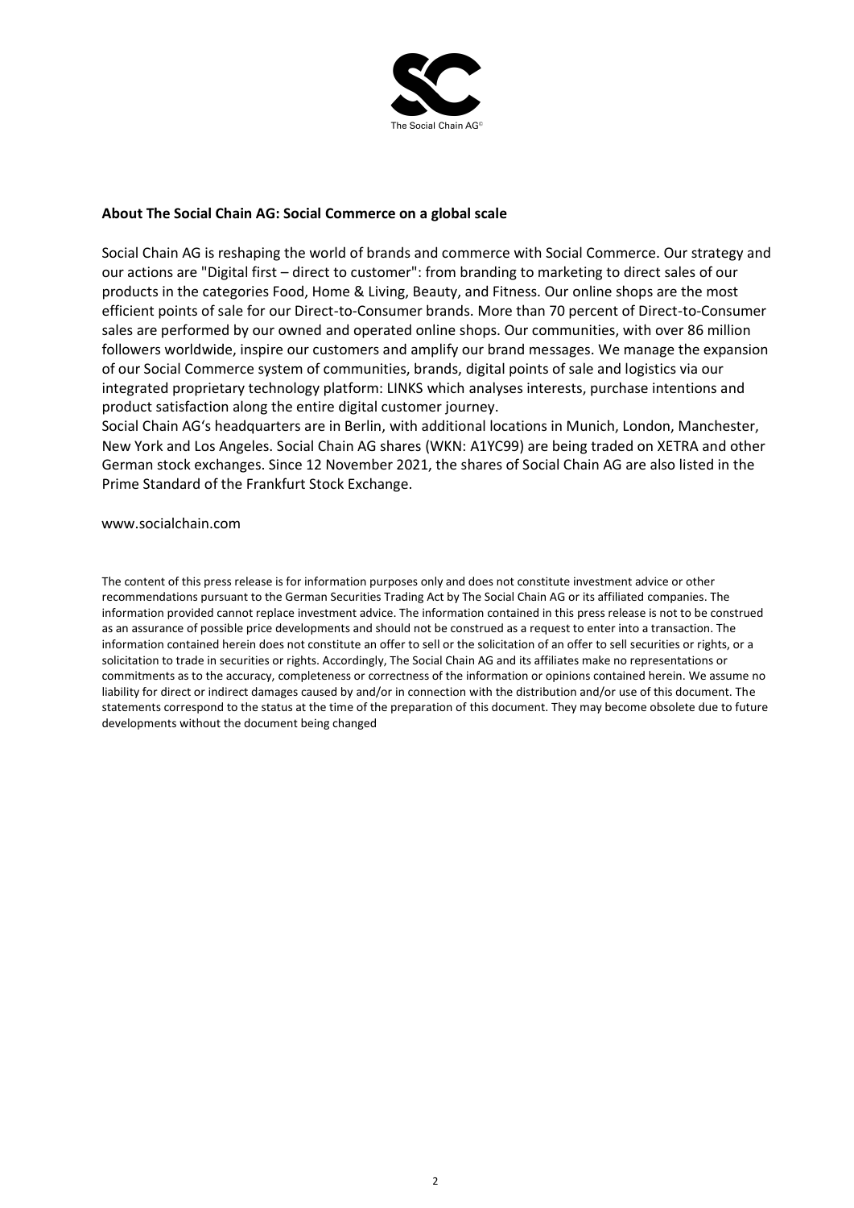**About The Social Chain AG: Social Commerce on a global scale**

Social Chain AG is reshaping the world of brands and commerce with Social Commerce. Our strategy and our actions are "Digital first – direct to customer": from branding to marketing to direct sales of our products in the categories Food, Home & Living, Beauty, and Fitness. Our online shops are the most efficient points of sale for our Direct-to-Consumer brands. More than 70 percent of Direct-to-Consumer sales are performed by our owned and operated online shops. Our communities, with over 86 million followers worldwide, inspire our customers and amplify our brand messages. We manage the expansion of our Social Commerce system of communities, brands, digital points of sale and logistics via our integrated proprietary technology platform: LINKS which analyses interests, purchase intentions and product satisfaction along the entire digital customer journey.

Social Chain AG's headquarters are in Berlin, with additional locations in Munich, London, Manchester, New York and Los Angeles. Social Chain AG shares (WKN: A1YC99) are being traded on XETRA and other German stock exchanges. Since 12 November 2021, the shares of Social Chain AG are also listed in the Prime Standard of the Frankfurt Stock Exchange.

www.socialchain.com

The content of this press release is for information purposes only and does not constitute investment advice or other recommendations pursuant to the German Securities Trading Act by The Social Chain AG or its affiliated companies. The information provided cannot replace investment advice. The information contained in this press release is not to be construed as an assurance of possible price developments and should not be construed as a request to enter into a transaction. The information contained herein does not constitute an offer to sell or the solicitation of an offer to sell securities or rights, or a solicitation to trade in securities or rights. Accordingly, The Social Chain AG and its affiliates make no representations or commitments as to the accuracy, completeness or correctness of the information or opinions contained herein. We assume no liability for direct or indirect damages caused by and/or in connection with the distribution and/or use of this document. The statements correspond to the status at the time of the preparation of this document. They may become obsolete due to future developments without the document being changed